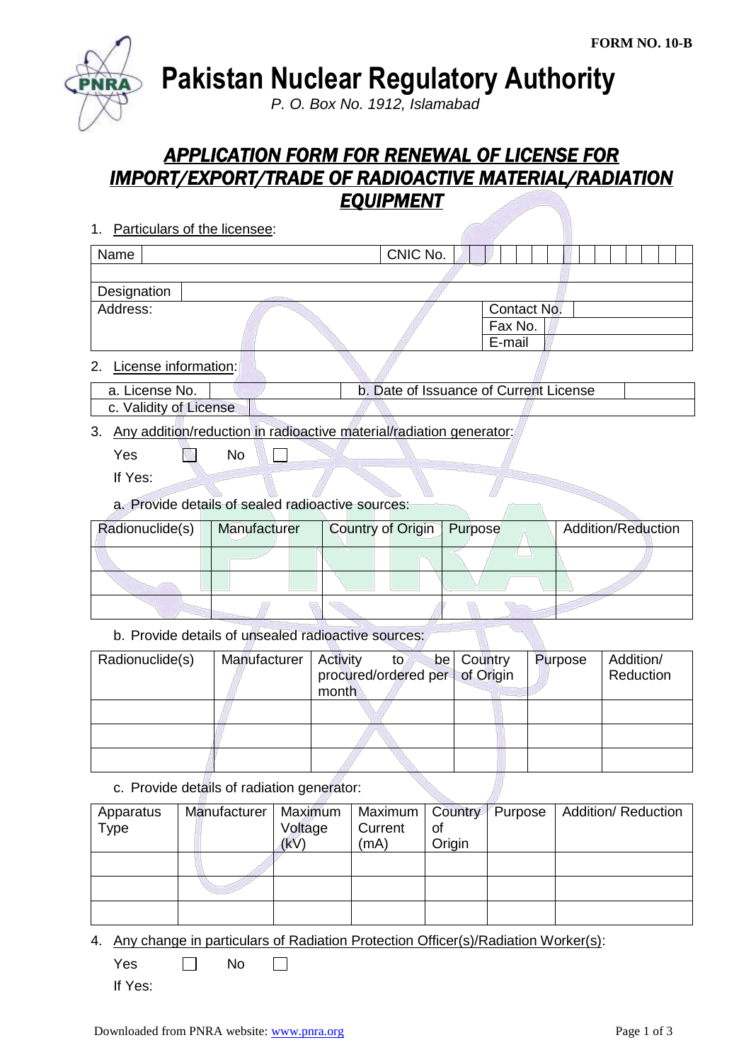FORM NO. 10-B

# Pakistan Nuclear Regulatory Authority

*P. O. Box No. 1912, Islamabad*

## ***APPLICATION FORM FOR RENEWAL OF LICENSE FOR IMPORT/EXPORT/TRADE OF RADIOACTIVE MATERIAL/RADIATION EQUIPMENT***

1. Particulars of the licensee:

| Name | | CNIC No. | |
|---|---|---|---|
| | | | |
| Designation | | | |
| Address: | | Contact No. | |
| | | Fax No. | |
| | | E-mail | |

2. License information:

| a. License No. | | b. Date of Issuance of Current License | |
|---|---|---|---|
| c. Validity of License | | | |

3. Any addition/reduction in radioactive material/radiation generator:

   Yes ☐ No ☐

   If Yes:

   a. Provide details of sealed radioactive sources:

| Radionuclide(s) | Manufacturer | Country of Origin | Purpose | Addition/Reduction |
|---|---|---|---|---|
| | | | | |
| | | | | |
| | | | | |

   b. Provide details of unsealed radioactive sources:

| Radionuclide(s) | Manufacturer | Activity to be procured/ordered per month | Country of Origin | Purpose | Addition/ Reduction |
|---|---|---|---|---|---|
| | | | | | |
| | | | | | |
| | | | | | |

   c. Provide details of radiation generator:

| Apparatus Type | Manufacturer | Maximum Voltage (kV) | Maximum Current (mA) | Country of Origin | Purpose | Addition/ Reduction |
|---|---|---|---|---|---|---|
| | | | | | | |
| | | | | | | |
| | | | | | | |

4. Any change in particulars of Radiation Protection Officer(s)/Radiation Worker(s):

   Yes ☐ No ☐

   If Yes: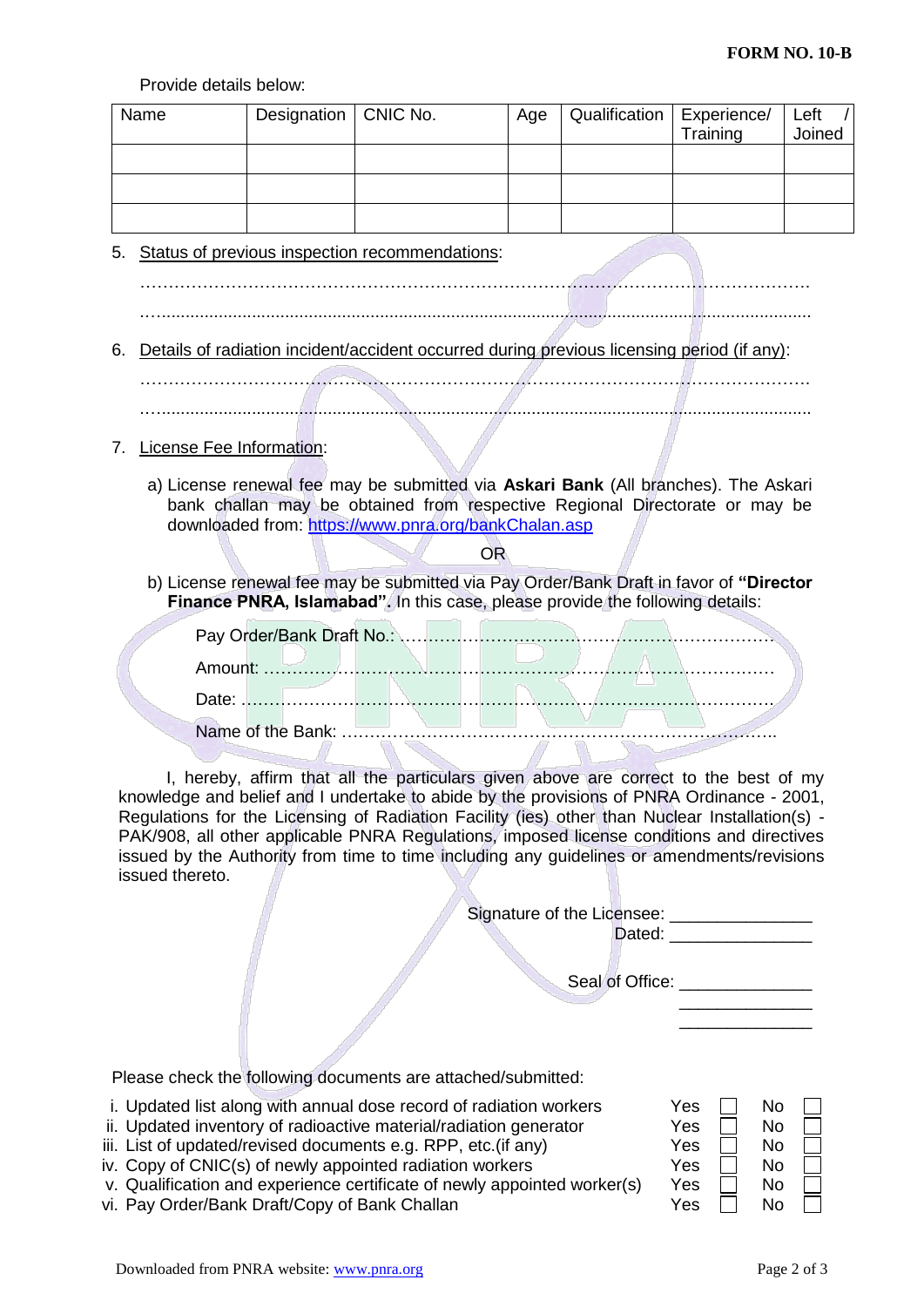**FORM NO. 10-B**

Provide details below:

| Name | Designation | CNIC No. | Age | Qualification | Experience/ Training | Left / Joined |
|---|---|---|---|---|---|---|
| | | | | | | |
| | | | | | | |
| | | | | | | |

5. Status of previous inspection recommendations:

…………………………………………………………………………………………………………

…………………………………………………………………………………………………………

6. Details of radiation incident/accident occurred during previous licensing period (if any):

…………………………………………………………………………………………………………

…………………………………………………………………………………………………………

7. License Fee Information:

   a) License renewal fee may be submitted via **Askari Bank** (All branches). The Askari bank challan may be obtained from respective Regional Directorate or may be downloaded from: https://www.pnra.org/bankChalan.asp

   OR

   b) License renewal fee may be submitted via Pay Order/Bank Draft in favor of **"Director Finance PNRA, Islamabad".** In this case, please provide the following details:

   Pay Order/Bank Draft No.: ……………………………………………………………

   Amount: ……………………………………………………………………………………

   Date: ………………………………………………………………………………………

   Name of the Bank: ………………………………………………………………………..

I, hereby, affirm that all the particulars given above are correct to the best of my knowledge and belief and I undertake to abide by the provisions of PNRA Ordinance - 2001, Regulations for the Licensing of Radiation Facility (ies) other than Nuclear Installation(s) - PAK/908, all other applicable PNRA Regulations, imposed license conditions and directives issued by the Authority from time to time including any guidelines or amendments/revisions issued thereto.

Signature of the Licensee: _______________

Dated: _______________

Seal of Office: ______________

______________

______________

Please check the following documents are attached/submitted:

| | Document | Yes | No |
|---|---|---|---|
| i. | Updated list along with annual dose record of radiation workers | Yes ☐ | No ☐ |
| ii. | Updated inventory of radioactive material/radiation generator | Yes ☐ | No ☐ |
| iii. | List of updated/revised documents e.g. RPP, etc.(if any) | Yes ☐ | No ☐ |
| iv. | Copy of CNIC(s) of newly appointed radiation workers | Yes ☐ | No ☐ |
| v. | Qualification and experience certificate of newly appointed worker(s) | Yes ☐ | No ☐ |
| vi. | Pay Order/Bank Draft/Copy of Bank Challan | Yes ☐ | No ☐ |

Downloaded from PNRA website: www.pnra.org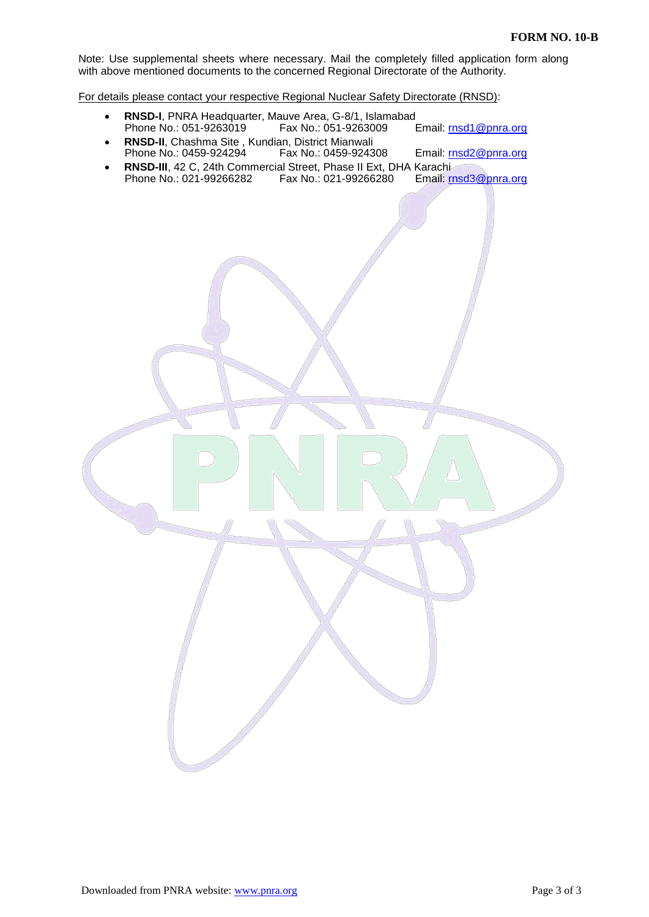**FORM NO. 10-B**

Note: Use supplemental sheets where necessary. Mail the completely filled application form along with above mentioned documents to the concerned Regional Directorate of the Authority.

For details please contact your respective Regional Nuclear Safety Directorate (RNSD):

- **RNSD-I**, PNRA Headquarter, Mauve Area, G-8/1, Islamabad
  Phone No.: 051-9263019 Fax No.: 051-9263009 Email: rnsd1@pnra.org
- **RNSD-II**, Chashma Site , Kundian, District Mianwali
  Phone No.: 0459-924294 Fax No.: 0459-924308 Email: rnsd2@pnra.org
- **RNSD-III**, 42 C, 24th Commercial Street, Phase II Ext, DHA Karachi
  Phone No.: 021-99266282 Fax No.: 021-99266280 Email: rnsd3@pnra.org

Downloaded from PNRA website: www.pnra.org